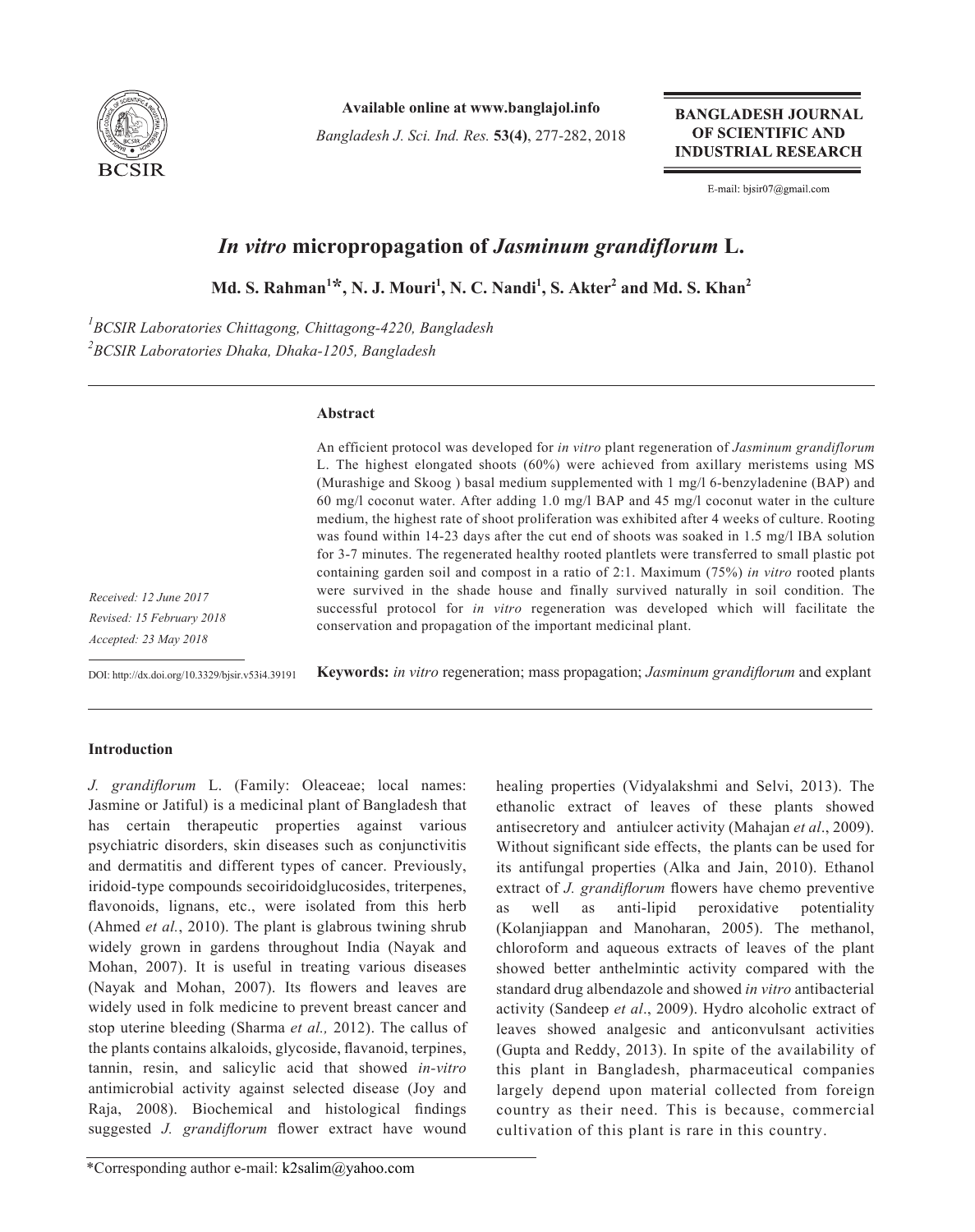Available online at www.banglajol.info

BANGLADESH JOURNAL OF SCIENTIFIC AND INDUSTRIAL RESEARCH

E-mail: bjsir07@gmail.com

# *In vitro* micropropagation of *Jasminum grandiflorum* L.

**Md. S. Rahman[1]*, N. J. Mouri[1], N. C. Nandi[1], S. Akter[2] and Md. S. Khan[2]**

[1]BCSIR Laboratories Chittagong, Chittagong-4220, Bangladesh

[2]BCSIR Laboratories Dhaka, Dhaka-1205, Bangladesh

*Received: 12 June 2017*

*Revised: 15 February 2018*

*Accepted: 23 May 2018*

DOI: http://dx.doi.org/10.3329/bjsir.v53i4.39191

## Abstract

An efficient protocol was developed for *in vitro* plant regeneration of *Jasminum grandiflorum* L. The highest elongated shoots (60%) were achieved from axillary meristems using MS (Murashige and Skoog ) basal medium supplemented with 1 mg/l 6-benzyladenine (BAP) and 60 mg/l coconut water. After adding 1.0 mg/l BAP and 45 mg/l coconut water in the culture medium, the highest rate of shoot proliferation was exhibited after 4 weeks of culture. Rooting was found within 14-23 days after the cut end of shoots was soaked in 1.5 mg/l IBA solution for 3-7 minutes. The regenerated healthy rooted plantlets were transferred to small plastic pot containing garden soil and compost in a ratio of 2:1. Maximum (75%) *in vitro* rooted plants were survived in the shade house and finally survived naturally in soil condition. The successful protocol for *in vitro* regeneration was developed which will facilitate the conservation and propagation of the important medicinal plant.

**Keywords:** *in vitro* regeneration; mass propagation; *Jasminum grandiflorum* and explant

## Introduction

*J. grandiflorum* L. (Family: Oleaceae; local names: Jasmine or Jatiful) is a medicinal plant of Bangladesh that has certain therapeutic properties against various psychiatric disorders, skin diseases such as conjunctivitis and dermatitis and different types of cancer. Previously, iridoid-type compounds secoiridoidglucosides, triterpenes, flavonoids, lignans, etc., were isolated from this herb (Ahmed *et al.*, 2010). The plant is glabrous twining shrub widely grown in gardens throughout India (Nayak and Mohan, 2007). It is useful in treating various diseases (Nayak and Mohan, 2007). Its flowers and leaves are widely used in folk medicine to prevent breast cancer and stop uterine bleeding (Sharma *et al.,* 2012). The callus of the plants contains alkaloids, glycoside, flavanoid, terpines, tannin, resin, and salicylic acid that showed *in-vitro* antimicrobial activity against selected disease (Joy and Raja, 2008). Biochemical and histological findings suggested *J. grandiflorum* flower extract have wound healing properties (Vidyalakshmi and Selvi, 2013). The ethanolic extract of leaves of these plants showed antisecretory and antiulcer activity (Mahajan *et al*., 2009). Without significant side effects, the plants can be used for its antifungal properties (Alka and Jain, 2010). Ethanol extract of *J. grandiflorum* flowers have chemo preventive as well as anti-lipid peroxidative potentiality (Kolanjiappan and Manoharan, 2005). The methanol, chloroform and aqueous extracts of leaves of the plant showed better anthelmintic activity compared with the standard drug albendazole and showed *in vitro* antibacterial activity (Sandeep *et al*., 2009). Hydro alcoholic extract of leaves showed analgesic and anticonvulsant activities (Gupta and Reddy, 2013). In spite of the availability of this plant in Bangladesh, pharmaceutical companies largely depend upon material collected from foreign country as their need. This is because, commercial cultivation of this plant is rare in this country.

*Corresponding author e-mail: k2salim@yahoo.com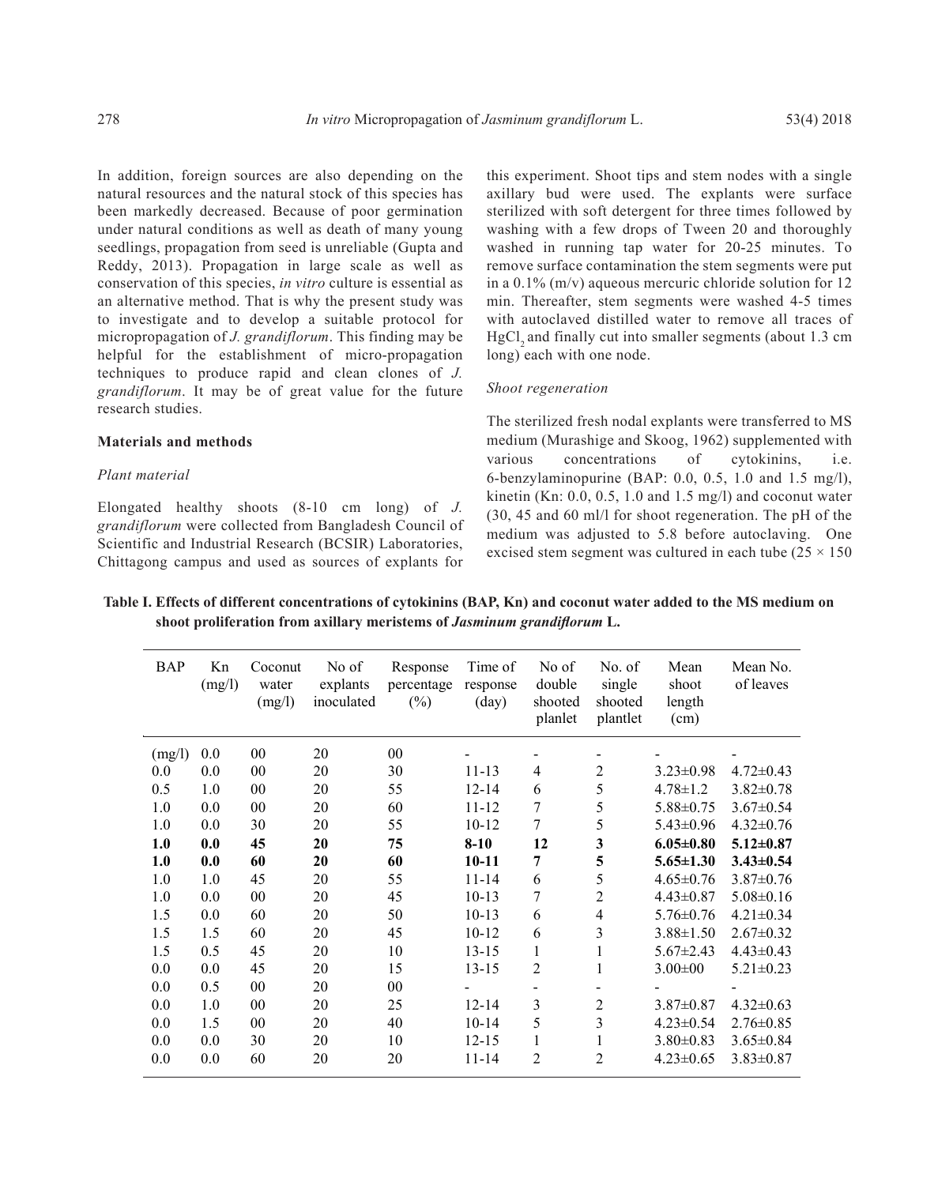In addition, foreign sources are also depending on the natural resources and the natural stock of this species has been markedly decreased. Because of poor germination under natural conditions as well as death of many young seedlings, propagation from seed is unreliable (Gupta and Reddy, 2013). Propagation in large scale as well as conservation of this species, *in vitro* culture is essential as an alternative method. That is why the present study was to investigate and to develop a suitable protocol for micropropagation of *J. grandiflorum*. This finding may be helpful for the establishment of micro-propagation techniques to produce rapid and clean clones of *J. grandiflorum*. It may be of great value for the future research studies.

## Materials and methods

### *Plant material*

Elongated healthy shoots (8-10 cm long) of *J. grandiflorum* were collected from Bangladesh Council of Scientific and Industrial Research (BCSIR) Laboratories, Chittagong campus and used as sources of explants for this experiment. Shoot tips and stem nodes with a single axillary bud were used. The explants were surface sterilized with soft detergent for three times followed by washing with a few drops of Tween 20 and thoroughly washed in running tap water for 20-25 minutes. To remove surface contamination the stem segments were put in a 0.1% (m/v) aqueous mercuric chloride solution for 12 min. Thereafter, stem segments were washed 4-5 times with autoclaved distilled water to remove all traces of $HgCl_2$ and finally cut into smaller segments (about 1.3 cm long) each with one node.

### *Shoot regeneration*

The sterilized fresh nodal explants were transferred to MS medium (Murashige and Skoog, 1962) supplemented with various concentrations of cytokinins, i.e. 6-benzylaminopurine (BAP: 0.0, 0.5, 1.0 and 1.5 mg/l), kinetin (Kn: 0.0, 0.5, 1.0 and 1.5 mg/l) and coconut water (30, 45 and 60 ml/l for shoot regeneration. The pH of the medium was adjusted to 5.8 before autoclaving. One excised stem segment was cultured in each tube (25 × 150

**Table I. Effects of different concentrations of cytokinins (BAP, Kn) and coconut water added to the MS medium on shoot proliferation from axillary meristems of *Jasminum grandiflorum* L.**

| BAP | Kn (mg/l) | Coconut water (mg/l) | No of explants inoculated | Response percentage (%) | Time of response (day) | No of double shooted planlet | No. of single shooted plantlet | Mean shoot length (cm) | Mean No. of leaves |
|---|---|---|---|---|---|---|---|---|---|
| (mg/l) | 0.0 | 00 | 20 | 00 | - | - | - | - | - |
| 0.0 | 0.0 | 00 | 20 | 30 | 11-13 | 4 | 2 | 3.23±0.98 | 4.72±0.43 |
| 0.5 | 1.0 | 00 | 20 | 55 | 12-14 | 6 | 5 | 4.78±1.2 | 3.82±0.78 |
| 1.0 | 0.0 | 00 | 20 | 60 | 11-12 | 7 | 5 | 5.88±0.75 | 3.67±0.54 |
| 1.0 | 0.0 | 30 | 20 | 55 | 10-12 | 7 | 5 | 5.43±0.96 | 4.32±0.76 |
| **1.0** | **0.0** | **45** | **20** | **75** | **8-10** | **12** | **3** | **6.05±0.80** | **5.12±0.87** |
| **1.0** | **0.0** | **60** | **20** | **60** | **10-11** | **7** | **5** | **5.65±1.30** | **3.43±0.54** |
| 1.0 | 1.0 | 45 | 20 | 55 | 11-14 | 6 | 5 | 4.65±0.76 | 3.87±0.76 |
| 1.0 | 0.0 | 00 | 20 | 45 | 10-13 | 7 | 2 | 4.43±0.87 | 5.08±0.16 |
| 1.5 | 0.0 | 60 | 20 | 50 | 10-13 | 6 | 4 | 5.76±0.76 | 4.21±0.34 |
| 1.5 | 1.5 | 60 | 20 | 45 | 10-12 | 6 | 3 | 3.88±1.50 | 2.67±0.32 |
| 1.5 | 0.5 | 45 | 20 | 10 | 13-15 | 1 | 1 | 5.67±2.43 | 4.43±0.43 |
| 0.0 | 0.0 | 45 | 20 | 15 | 13-15 | 2 | 1 | 3.00±00 | 5.21±0.23 |
| 0.0 | 0.5 | 00 | 20 | 00 | - | - | - | - | - |
| 0.0 | 1.0 | 00 | 20 | 25 | 12-14 | 3 | 2 | 3.87±0.87 | 4.32±0.63 |
| 0.0 | 1.5 | 00 | 20 | 40 | 10-14 | 5 | 3 | 4.23±0.54 | 2.76±0.85 |
| 0.0 | 0.0 | 30 | 20 | 10 | 12-15 | 1 | 1 | 3.80±0.83 | 3.65±0.84 |
| 0.0 | 0.0 | 60 | 20 | 20 | 11-14 | 2 | 2 | 4.23±0.65 | 3.83±0.87 |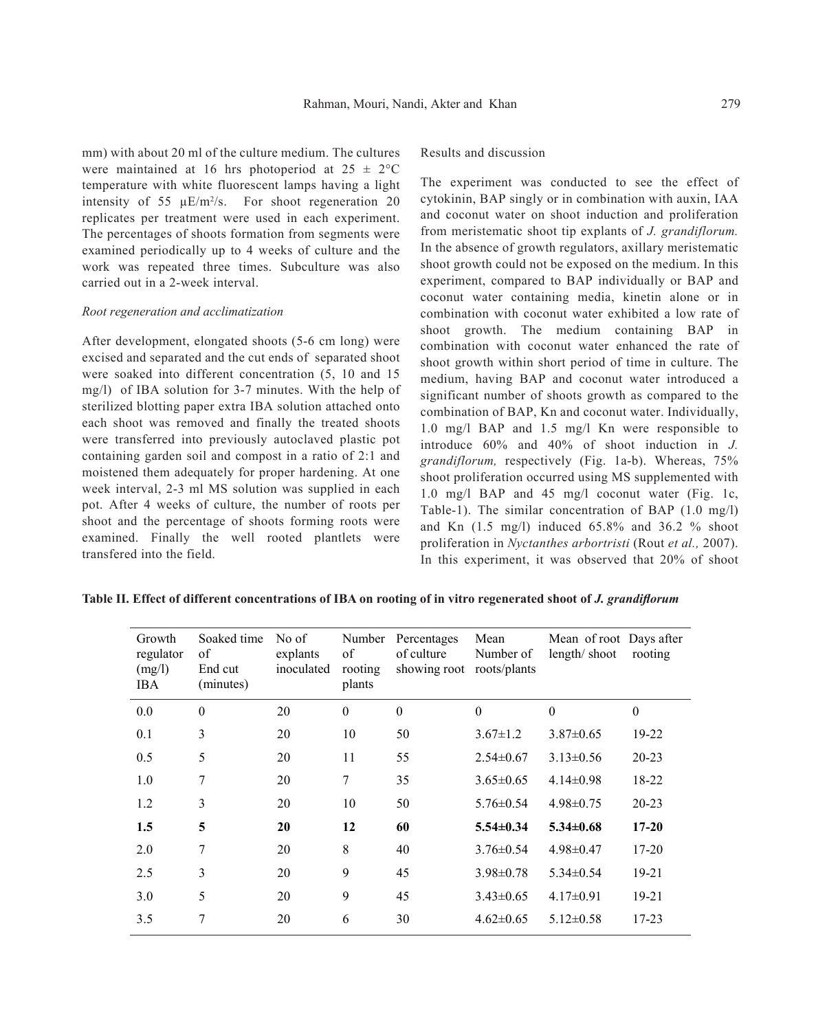mm) with about 20 ml of the culture medium. The cultures were maintained at 16 hrs photoperiod at 25 ± 2°C temperature with white fluorescent lamps having a light intensity of 55 µE/m$^2$/s. For shoot regeneration 20 replicates per treatment were used in each experiment. The percentages of shoots formation from segments were examined periodically up to 4 weeks of culture and the work was repeated three times. Subculture was also carried out in a 2-week interval.

*Root regeneration and acclimatization*

After development, elongated shoots (5-6 cm long) were excised and separated and the cut ends of separated shoot were soaked into different concentration (5, 10 and 15 mg/l) of IBA solution for 3-7 minutes. With the help of sterilized blotting paper extra IBA solution attached onto each shoot was removed and finally the treated shoots were transferred into previously autoclaved plastic pot containing garden soil and compost in a ratio of 2:1 and moistened them adequately for proper hardening. At one week interval, 2-3 ml MS solution was supplied in each pot. After 4 weeks of culture, the number of roots per shoot and the percentage of shoots forming roots were examined. Finally the well rooted plantlets were transfered into the field.

Results and discussion

The experiment was conducted to see the effect of cytokinin, BAP singly or in combination with auxin, IAA and coconut water on shoot induction and proliferation from meristematic shoot tip explants of *J. grandiflorum.* In the absence of growth regulators, axillary meristematic shoot growth could not be exposed on the medium. In this experiment, compared to BAP individually or BAP and coconut water containing media, kinetin alone or in combination with coconut water exhibited a low rate of shoot growth. The medium containing BAP in combination with coconut water enhanced the rate of shoot growth within short period of time in culture. The medium, having BAP and coconut water introduced a significant number of shoots growth as compared to the combination of BAP, Kn and coconut water. Individually, 1.0 mg/l BAP and 1.5 mg/l Kn were responsible to introduce 60% and 40% of shoot induction in *J. grandiflorum,* respectively (Fig. 1a-b). Whereas, 75% shoot proliferation occurred using MS supplemented with 1.0 mg/l BAP and 45 mg/l coconut water (Fig. 1c, Table-1). The similar concentration of BAP (1.0 mg/l) and Kn (1.5 mg/l) induced 65.8% and 36.2 % shoot proliferation in *Nyctanthes arbortristi* (Rout *et al.,* 2007). In this experiment, it was observed that 20% of shoot

**Table II. Effect of different concentrations of IBA on rooting of in vitro regenerated shoot of *J. grandiflorum***

| Growth regulator (mg/l) IBA | Soaked time of End cut (minutes) | No of explants inoculated | Number of rooting plants | Percentages of culture showing root | Mean Number of roots/plants | Mean of root length/ shoot | Days after rooting |
|---|---|---|---|---|---|---|---|
| 0.0 | 0 | 20 | 0 | 0 | 0 | 0 | 0 |
| 0.1 | 3 | 20 | 10 | 50 | 3.67±1.2 | 3.87±0.65 | 19-22 |
| 0.5 | 5 | 20 | 11 | 55 | 2.54±0.67 | 3.13±0.56 | 20-23 |
| 1.0 | 7 | 20 | 7 | 35 | 3.65±0.65 | 4.14±0.98 | 18-22 |
| 1.2 | 3 | 20 | 10 | 50 | 5.76±0.54 | 4.98±0.75 | 20-23 |
| **1.5** | **5** | **20** | **12** | **60** | **5.54±0.34** | **5.34±0.68** | **17-20** |
| 2.0 | 7 | 20 | 8 | 40 | 3.76±0.54 | 4.98±0.47 | 17-20 |
| 2.5 | 3 | 20 | 9 | 45 | 3.98±0.78 | 5.34±0.54 | 19-21 |
| 3.0 | 5 | 20 | 9 | 45 | 3.43±0.65 | 4.17±0.91 | 19-21 |
| 3.5 | 7 | 20 | 6 | 30 | 4.62±0.65 | 5.12±0.58 | 17-23 |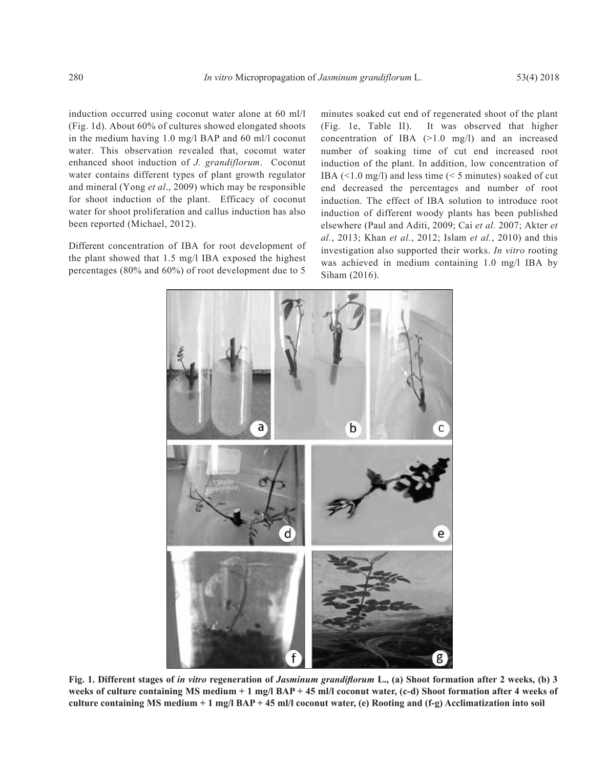induction occurred using coconut water alone at 60 ml/l (Fig. 1d). About 60% of cultures showed elongated shoots in the medium having 1.0 mg/l BAP and 60 ml/l coconut water. This observation revealed that, coconut water enhanced shoot induction of *J. grandiflorum*. Coconut water contains different types of plant growth regulator and mineral (Yong *et al*., 2009) which may be responsible for shoot induction of the plant. Efficacy of coconut water for shoot proliferation and callus induction has also been reported (Michael, 2012).

Different concentration of IBA for root development of the plant showed that 1.5 mg/l IBA exposed the highest percentages (80% and 60%) of root development due to 5 minutes soaked cut end of regenerated shoot of the plant (Fig. 1e, Table II). It was observed that higher concentration of IBA (>1.0 mg/l) and an increased number of soaking time of cut end increased root induction of the plant. In addition, low concentration of IBA (<1.0 mg/l) and less time (< 5 minutes) soaked of cut end decreased the percentages and number of root induction. The effect of IBA solution to introduce root induction of different woody plants has been published elsewhere (Paul and Aditi, 2009; Cai *et al.* 2007; Akter *et al.*, 2013; Khan *et al.*, 2012; Islam *et al.*, 2010) and this investigation also supported their works. *In vitro* rooting was achieved in medium containing 1.0 mg/l IBA by Siham (2016).

**Fig. 1. Different stages of *in vitro* regeneration of *Jasminum grandiflorum* L., (a) Shoot formation after 2 weeks, (b) 3 weeks of culture containing MS medium + 1 mg/l BAP + 45 ml/l coconut water, (c-d) Shoot formation after 4 weeks of culture containing MS medium + 1 mg/l BAP + 45 ml/l coconut water, (e) Rooting and (f-g) Acclimatization into soil**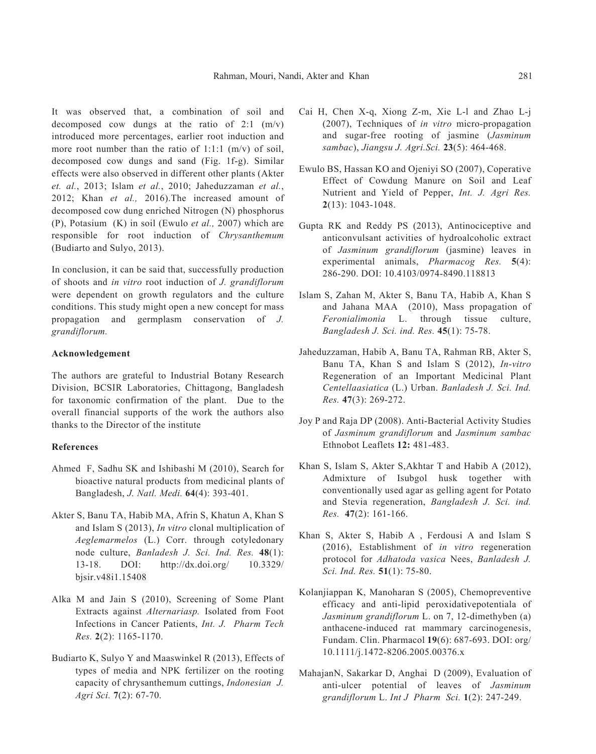It was observed that, a combination of soil and decomposed cow dungs at the ratio of 2:1 (m/v) introduced more percentages, earlier root induction and more root number than the ratio of 1:1:1 (m/v) of soil, decomposed cow dungs and sand (Fig. 1f-g). Similar effects were also observed in different other plants (Akter *et. al.*, 2013; Islam *et al.*, 2010; Jaheduzzaman *et al.*, 2012; Khan *et al.,* 2016).The increased amount of decomposed cow dung enriched Nitrogen (N) phosphorus (P), Potasium (K) in soil (Ewulo *et al.,* 2007) which are responsible for root induction of *Chrysanthemum* (Budiarto and Sulyo, 2013).

In conclusion, it can be said that, successfully production of shoots and *in vitro* root induction of *J. grandiflorum* were dependent on growth regulators and the culture conditions. This study might open a new concept for mass propagation and germplasm conservation of *J. grandiflorum.*

### Acknowledgement

The authors are grateful to Industrial Botany Research Division, BCSIR Laboratories, Chittagong, Bangladesh for taxonomic confirmation of the plant. Due to the overall financial supports of the work the authors also thanks to the Director of the institute

### References

Ahmed F, Sadhu SK and Ishibashi M (2010), Search for bioactive natural products from medicinal plants of Bangladesh, *J. Natl. Medi.* **64**(4): 393-401.

Akter S, Banu TA, Habib MA, Afrin S, Khatun A, Khan S and Islam S (2013), *In vitro* clonal multiplication of *Aeglemarmelos* (L.) Corr. through cotyledonary node culture, *Banladesh J. Sci. Ind. Res.* **48**(1): 13-18. DOI: http://dx.doi.org/ 10.3329/ bjsir.v48i1.15408

Alka M and Jain S (2010), Screening of Some Plant Extracts against *Alternariasp.* Isolated from Foot Infections in Cancer Patients, *Int. J. Pharm Tech Res.* **2**(2): 1165-1170.

Budiarto K, Sulyo Y and Maaswinkel R (2013), Effects of types of media and NPK fertilizer on the rooting capacity of chrysanthemum cuttings, *Indonesian J. Agri Sci.* **7**(2): 67-70.

Cai H, Chen X-q, Xiong Z-m, Xie L-l and Zhao L-j (2007), Techniques of *in vitro* micro-propagation and sugar-free rooting of jasmine (*Jasminum sambac*), *Jiangsu J. Agri.Sci.* **23**(5): 464-468.

Ewulo BS, Hassan KO and Ojeniyi SO (2007), Coperative Effect of Cowdung Manure on Soil and Leaf Nutrient and Yield of Pepper, *Int. J. Agri Res.* **2**(13): 1043-1048.

Gupta RK and Reddy PS (2013), Antinociceptive and anticonvulsant activities of hydroalcoholic extract of *Jasminum grandiflorum* (jasmine) leaves in experimental animals, *Pharmacog Res.* **5**(4): 286-290. DOI: 10.4103/0974-8490.118813

Islam S, Zahan M, Akter S, Banu TA, Habib A, Khan S and Jahana MAA (2010), Mass propagation of *Feronialimonia* L. through tissue culture, *Bangladesh J. Sci. ind. Res.* **45**(1): 75-78.

Jaheduzzaman, Habib A, Banu TA, Rahman RB, Akter S, Banu TA, Khan S and Islam S (2012), *In-vitro* Regeneration of an Important Medicinal Plant *Centellaasiatica* (L.) Urban. *Banladesh J. Sci. Ind. Res.* **47**(3): 269-272.

Joy P and Raja DP (2008). Anti-Bacterial Activity Studies of *Jasminum grandiflorum* and *Jasminum sambac* Ethnobot Leaflets **12:** 481-483.

Khan S, Islam S, Akter S,Akhtar T and Habib A (2012), Admixture of Isubgol husk together with conventionally used agar as gelling agent for Potato and Stevia regeneration, *Bangladesh J. Sci. ind. Res.* **47**(2): 161-166.

Khan S, Akter S, Habib A , Ferdousi A and Islam S (2016), Establishment of *in vitro* regeneration protocol for *Adhatoda vasica* Nees, *Banladesh J. Sci. Ind. Res.* **51**(1): 75-80.

Kolanjiappan K, Manoharan S (2005), Chemopreventive efficacy and anti-lipid peroxidativepotentiala of *Jasminum grandiflorum* L. on 7, 12-dimethyben (a) anthacene-induced rat mammary carcinogenesis, Fundam. Clin. Pharmacol **19**(6): 687-693. DOI: org/ 10.1111/j.1472-8206.2005.00376.x

MahajanN, Sakarkar D, Anghai D (2009), Evaluation of anti-ulcer potential of leaves of *Jasminum grandiflorum* L. *Int J Pharm Sci.* **1**(2): 247-249.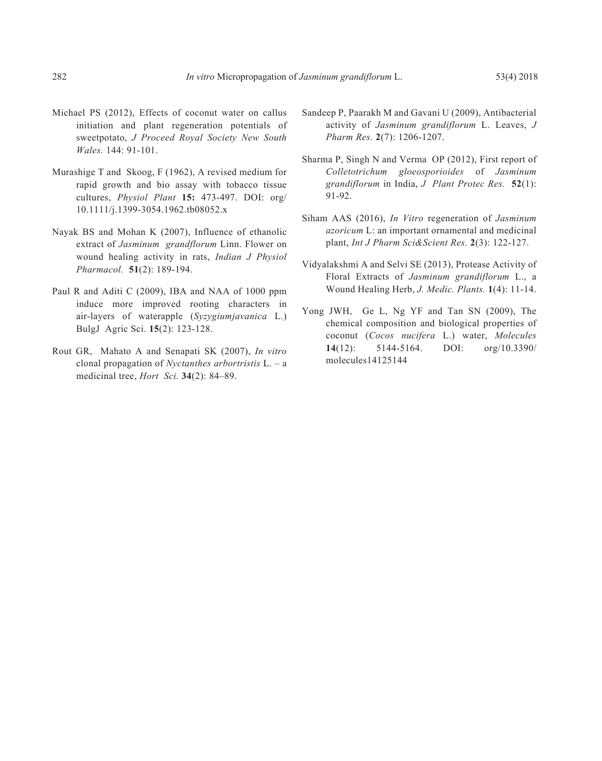Michael PS (2012), Effects of coconut water on callus initiation and plant regeneration potentials of sweetpotato, *J Proceed Royal Society New South Wales.* 144: 91-101.

Murashige T and Skoog, F (1962), A revised medium for rapid growth and bio assay with tobacco tissue cultures, *Physiol Plant* **15:** 473-497. DOI: org/ 10.1111/j.1399-3054.1962.tb08052.x

Nayak BS and Mohan K (2007), Influence of ethanolic extract of *Jasminum grandflorum* Linn. Flower on wound healing activity in rats, *Indian J Physiol Pharmacol.* **51**(2): 189-194.

Paul R and Aditi C (2009), IBA and NAA of 1000 ppm induce more improved rooting characters in air-layers of waterapple (*Syzygiumjavanica* L.) BulgJ Agric Sci. **15**(2): 123-128.

Rout GR, Mahato A and Senapati SK (2007), *In vitro* clonal propagation of *Nyctanthes arbortristis* L. – a medicinal tree, *Hort Sci.* **34**(2): 84–89.

Sandeep P, Paarakh M and Gavani U (2009), Antibacterial activity of *Jasminum grandiflorum* L. Leaves, *J Pharm Res.* **2**(7): 1206-1207.

Sharma P, Singh N and Verma OP (2012), First report of *Colletotrichum gloeosporioides* of *Jasminum grandiflorum* in India, *J Plant Protec Res.* **52**(1): 91-92.

Siham AAS (2016), *In Vitro* regeneration of *Jasminum azoricum* L: an important ornamental and medicinal plant, *Int J Pharm Sci&Scient Res.* **2**(3): 122-127.

Vidyalakshmi A and Selvi SE (2013), Protease Activity of Floral Extracts of *Jasminum grandiflorum* L., a Wound Healing Herb, *J. Medic. Plants.* **1**(4): 11-14.

Yong JWH, Ge L, Ng YF and Tan SN (2009), The chemical composition and biological properties of coconut (*Cocos nucifera* L.) water, *Molecules* **14**(12): 5144-5164. DOI: org/10.3390/ molecules14125144